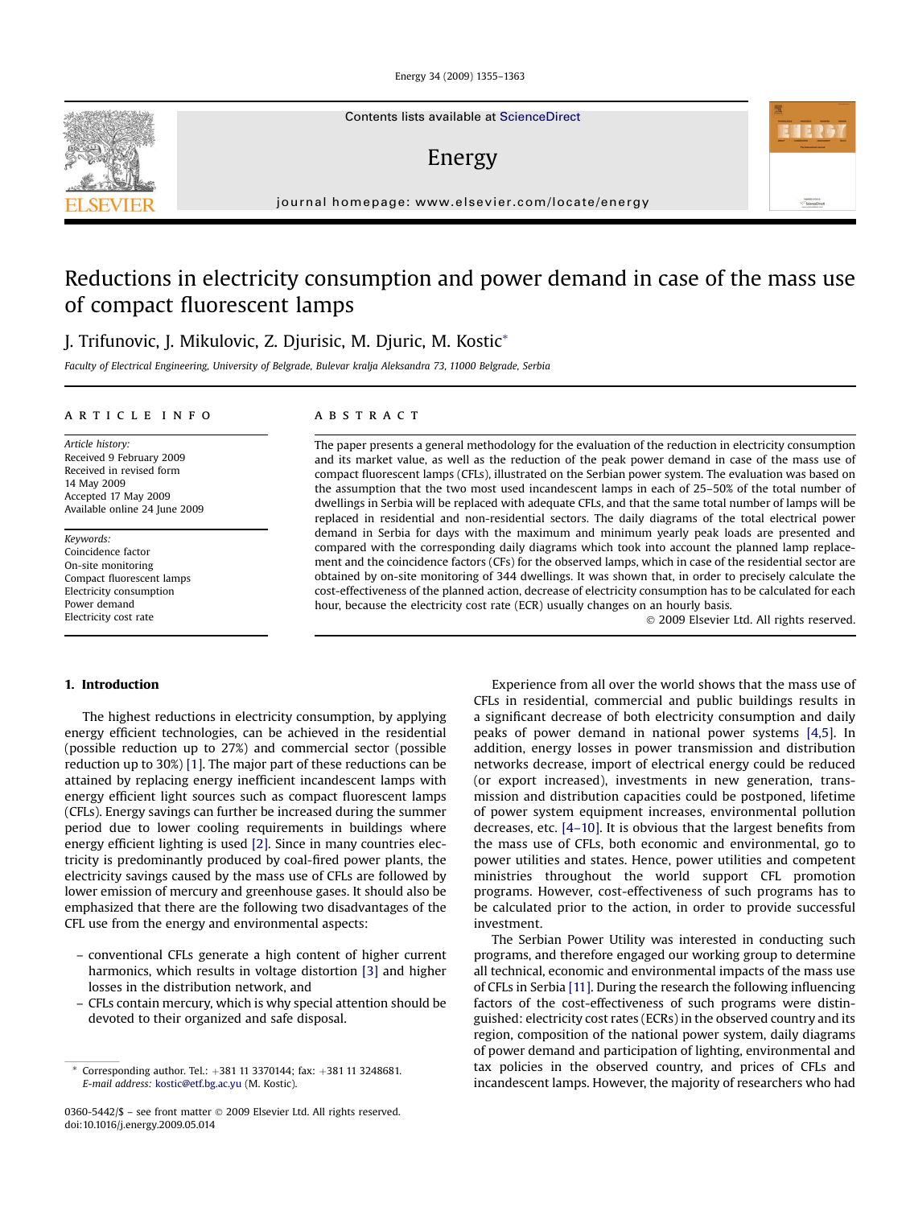# Reductions in electricity consumption and power demand in case of the mass use of compact fluorescent lamps

J. Trifunovic, J. Mikulovic, Z. Djurisic, M. Djuric, M. Kostic*

*Faculty of Electrical Engineering, University of Belgrade, Bulevar kralja Aleksandra 73, 11000 Belgrade, Serbia*

**ARTICLE INFO**

*Article history:*
Received 9 February 2009
Received in revised form 14 May 2009
Accepted 17 May 2009
Available online 24 June 2009

*Keywords:*
Coincidence factor
On-site monitoring
Compact fluorescent lamps
Electricity consumption
Power demand
Electricity cost rate

**ABSTRACT**

The paper presents a general methodology for the evaluation of the reduction in electricity consumption and its market value, as well as the reduction of the peak power demand in case of the mass use of compact fluorescent lamps (CFLs), illustrated on the Serbian power system. The evaluation was based on the assumption that the two most used incandescent lamps in each of 25–50% of the total number of dwellings in Serbia will be replaced with adequate CFLs, and that the same total number of lamps will be replaced in residential and non-residential sectors. The daily diagrams of the total electrical power demand in Serbia for days with the maximum and minimum yearly peak loads are presented and compared with the corresponding daily diagrams which took into account the planned lamp replacement and the coincidence factors (CFs) for the observed lamps, which in case of the residential sector are obtained by on-site monitoring of 344 dwellings. It was shown that, in order to precisely calculate the cost-effectiveness of the planned action, decrease of electricity consumption has to be calculated for each hour, because the electricity cost rate (ECR) usually changes on an hourly basis.

© 2009 Elsevier Ltd. All rights reserved.

## 1. Introduction

The highest reductions in electricity consumption, by applying energy efficient technologies, can be achieved in the residential (possible reduction up to 27%) and commercial sector (possible reduction up to 30%) [1]. The major part of these reductions can be attained by replacing energy inefficient incandescent lamps with energy efficient light sources such as compact fluorescent lamps (CFLs). Energy savings can further be increased during the summer period due to lower cooling requirements in buildings where energy efficient lighting is used [2]. Since in many countries electricity is predominantly produced by coal-fired power plants, the electricity savings caused by the mass use of CFLs are followed by lower emission of mercury and greenhouse gases. It should also be emphasized that there are the following two disadvantages of the CFL use from the energy and environmental aspects:

- conventional CFLs generate a high content of higher current harmonics, which results in voltage distortion [3] and higher losses in the distribution network, and
- CFLs contain mercury, which is why special attention should be devoted to their organized and safe disposal.

Experience from all over the world shows that the mass use of CFLs in residential, commercial and public buildings results in a significant decrease of both electricity consumption and daily peaks of power demand in national power systems [4,5]. In addition, energy losses in power transmission and distribution networks decrease, import of electrical energy could be reduced (or export increased), investments in new generation, transmission and distribution capacities could be postponed, lifetime of power system equipment increases, environmental pollution decreases, etc. [4–10]. It is obvious that the largest benefits from the mass use of CFLs, both economic and environmental, go to power utilities and states. Hence, power utilities and competent ministries throughout the world support CFL promotion programs. However, cost-effectiveness of such programs has to be calculated prior to the action, in order to provide successful investment.

The Serbian Power Utility was interested in conducting such programs, and therefore engaged our working group to determine all technical, economic and environmental impacts of the mass use of CFLs in Serbia [11]. During the research the following influencing factors of the cost-effectiveness of such programs were distinguished: electricity cost rates (ECRs) in the observed country and its region, composition of the national power system, daily diagrams of power demand and participation of lighting, environmental and tax policies in the observed country, and prices of CFLs and incandescent lamps. However, the majority of researchers who had

* Corresponding author. Tel.: +381 11 3370144; fax: +381 11 3248681. *E-mail address:* kostic@etf.bg.ac.yu (M. Kostic).

0360-5442/$ – see front matter © 2009 Elsevier Ltd. All rights reserved.
doi:10.1016/j.energy.2009.05.014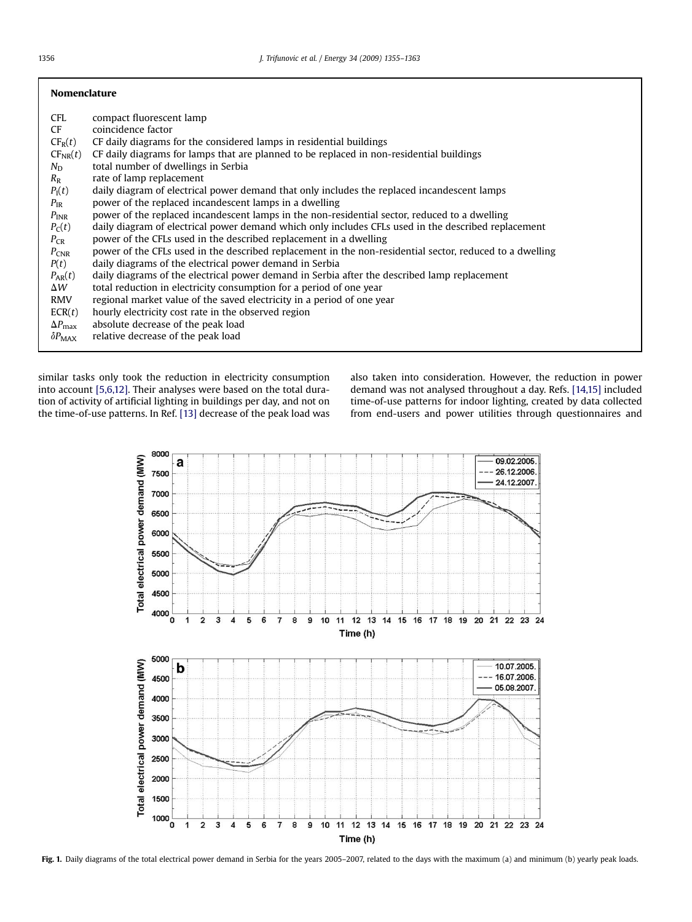## Nomenclature

| | |
|---|---|
| CFL | compact fluorescent lamp |
| CF | coincidence factor |
| $CF_R(t)$ | CF daily diagrams for the considered lamps in residential buildings |
| $CF_{NR}(t)$ | CF daily diagrams for lamps that are planned to be replaced in non-residential buildings |
| $N_D$ | total number of dwellings in Serbia |
| $R_R$ | rate of lamp replacement |
| $P_I(t)$ | daily diagram of electrical power demand that only includes the replaced incandescent lamps |
| $P_{IR}$ | power of the replaced incandescent lamps in a dwelling |
| $P_{INR}$ | power of the replaced incandescent lamps in the non-residential sector, reduced to a dwelling |
| $P_C(t)$ | daily diagram of electrical power demand which only includes CFLs used in the described replacement |
| $P_{CR}$ | power of the CFLs used in the described replacement in a dwelling |
| $P_{CNR}$ | power of the CFLs used in the described replacement in the non-residential sector, reduced to a dwelling |
| $P(t)$ | daily diagrams of the electrical power demand in Serbia |
| $P_{AR}(t)$ | daily diagrams of the electrical power demand in Serbia after the described lamp replacement |
| $\Delta W$ | total reduction in electricity consumption for a period of one year |
| RMV | regional market value of the saved electricity in a period of one year |
| ECR$(t)$ | hourly electricity cost rate in the observed region |
| $\Delta P_{max}$ | absolute decrease of the peak load |
| $\delta P_{MAX}$ | relative decrease of the peak load |

similar tasks only took the reduction in electricity consumption into account [5,6,12]. Their analyses were based on the total duration of activity of artificial lighting in buildings per day, and not on the time-of-use patterns. In Ref. [13] decrease of the peak load was also taken into consideration. However, the reduction in power demand was not analysed throughout a day. Refs. [14,15] included time-of-use patterns for indoor lighting, created by data collected from end-users and power utilities through questionnaires and

**Fig. 1.** Daily diagrams of the total electrical power demand in Serbia for the years 2005–2007, related to the days with the maximum (a) and minimum (b) yearly peak loads.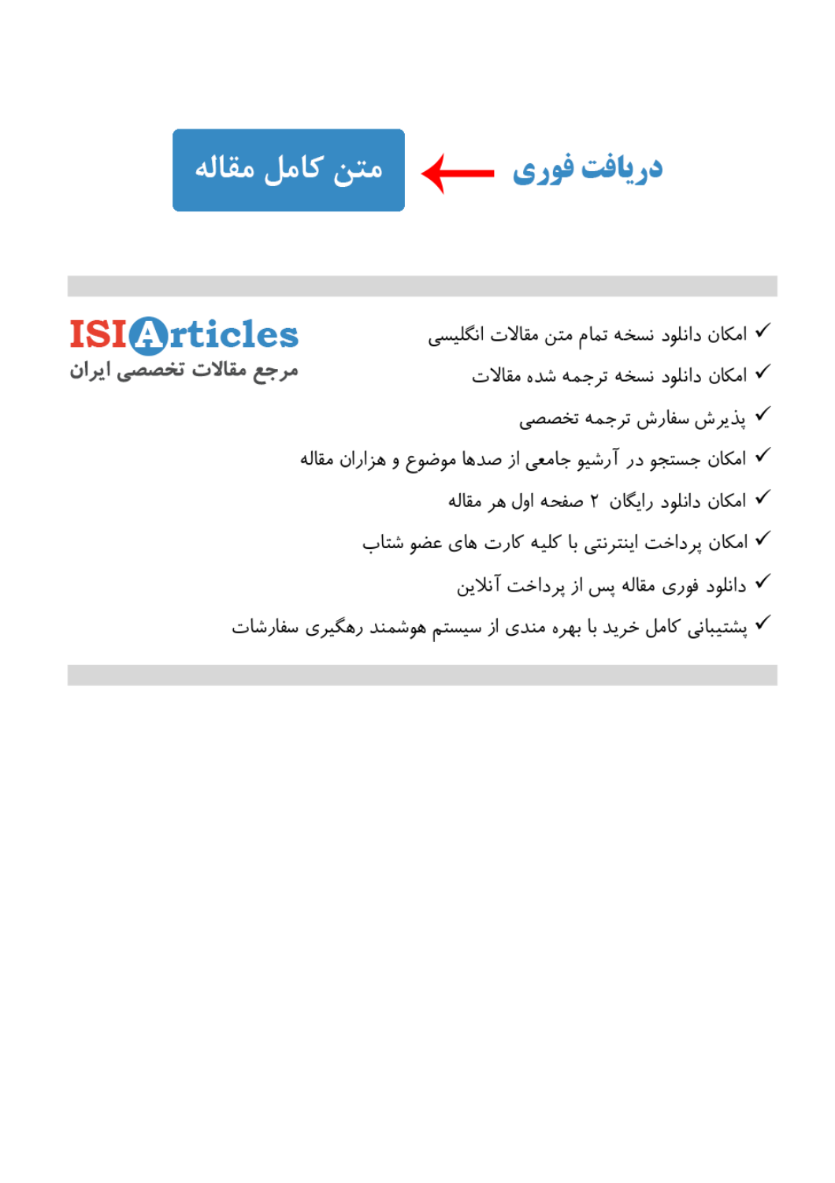دریافت فوری ← متن کامل مقاله

**ISIArticles**

مرجع مقالات تخصصی ایران

- ✓ امکان دانلود نسخه تمام متن مقالات انگلیسی
- ✓ امکان دانلود نسخه ترجمه شده مقالات
- ✓ پذیرش سفارش ترجمه تخصصی
- ✓ امکان جستجو در آرشیو جامعی از صدها موضوع و هزاران مقاله
- ✓ امکان دانلود رایگان ۲ صفحه اول هر مقاله
- ✓ امکان پرداخت اینترنتی با کلیه کارت های عضو شتاب
- ✓ دانلود فوری مقاله پس از پرداخت آنلاین
- ✓ پشتیبانی کامل خرید با بهره مندی از سیستم هوشمند رهگیری سفارشات